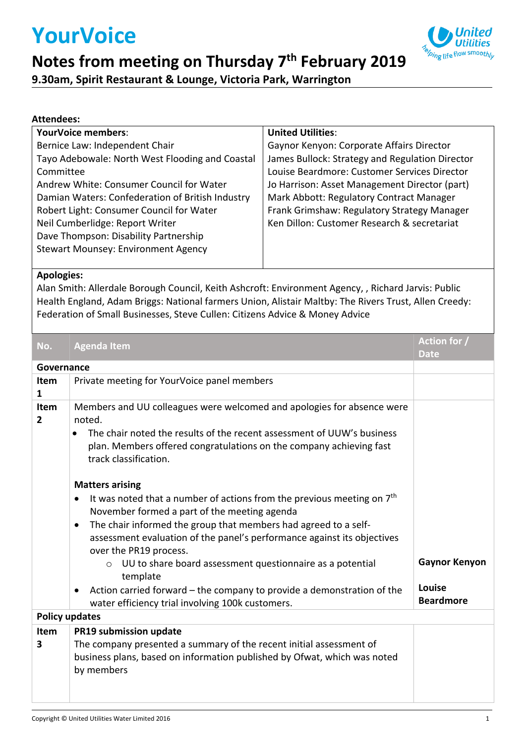# YourVoice

## Notes from meeting on Thursday 7th February 2019

### 9.30am, Spirit Restaurant & Lounge, Victoria Park, Warrington

**Attendees:**

| **YourVoice members**: | **United Utilities**: |
|---|---|
| Bernice Law: Independent Chair<br>Tayo Adebowale: North West Flooding and Coastal Committee<br>Andrew White: Consumer Council for Water<br>Damian Waters: Confederation of British Industry<br>Robert Light: Consumer Council for Water<br>Neil Cumberlidge: Report Writer<br>Dave Thompson: Disability Partnership<br>Stewart Mounsey: Environment Agency | Gaynor Kenyon: Corporate Affairs Director<br>James Bullock: Strategy and Regulation Director<br>Louise Beardmore: Customer Services Director<br>Jo Harrison: Asset Management Director (part)<br>Mark Abbott: Regulatory Contract Manager<br>Frank Grimshaw: Regulatory Strategy Manager<br>Ken Dillon: Customer Research & secretariat |

**Apologies:**
Alan Smith: Allerdale Borough Council, Keith Ashcroft: Environment Agency, , Richard Jarvis: Public Health England, Adam Briggs: National farmers Union, Alistair Maltby: The Rivers Trust, Allen Creedy: Federation of Small Businesses, Steve Cullen: Citizens Advice & Money Advice

| No. | Agenda Item | Action for / Date |
|---|---|---|
| **Governance** | | |
| **Item 1** | Private meeting for YourVoice panel members | |
| **Item 2** | Members and UU colleagues were welcomed and apologies for absence were noted.<br>• The chair noted the results of the recent assessment of UUW's business plan. Members offered congratulations on the company achieving fast track classification.<br><br>**Matters arising**<br>• It was noted that a number of actions from the previous meeting on 7th November formed a part of the meeting agenda<br>• The chair informed the group that members had agreed to a self-assessment evaluation of the panel's performance against its objectives over the PR19 process.<br>  ○ UU to share board assessment questionnaire as a potential template<br>• Action carried forward – the company to provide a demonstration of the water efficiency trial involving 100k customers. | **Gaynor Kenyon**<br><br>**Louise Beardmore** |
| **Policy updates** | | |
| **Item 3** | **PR19 submission update**<br>The company presented a summary of the recent initial assessment of business plans, based on information published by Ofwat, which was noted by members | |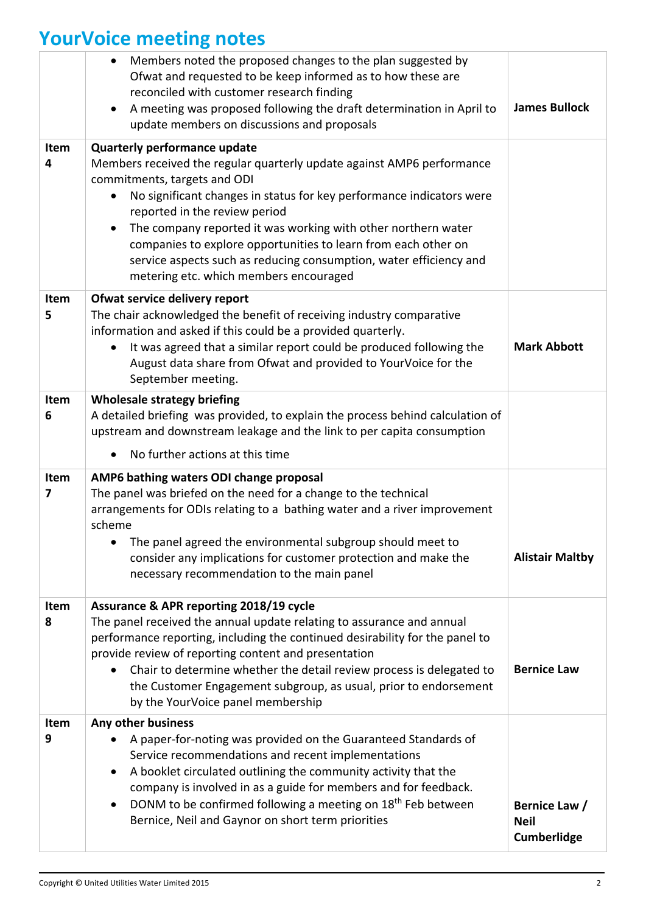# YourVoice meeting notes

| | | |
|---|---|---|
| | • Members noted the proposed changes to the plan suggested by Ofwat and requested to be keep informed as to how these are reconciled with customer research finding<br>• A meeting was proposed following the draft determination in April to update members on discussions and proposals | **James Bullock** |
| **Item 4** | **Quarterly performance update**<br>Members received the regular quarterly update against AMP6 performance commitments, targets and ODI<br>• No significant changes in status for key performance indicators were reported in the review period<br>• The company reported it was working with other northern water companies to explore opportunities to learn from each other on service aspects such as reducing consumption, water efficiency and metering etc. which members encouraged | |
| **Item 5** | **Ofwat service delivery report**<br>The chair acknowledged the benefit of receiving industry comparative information and asked if this could be a provided quarterly.<br>• It was agreed that a similar report could be produced following the August data share from Ofwat and provided to YourVoice for the September meeting. | **Mark Abbott** |
| **Item 6** | **Wholesale strategy briefing**<br>A detailed briefing was provided, to explain the process behind calculation of upstream and downstream leakage and the link to per capita consumption<br>• No further actions at this time | |
| **Item 7** | **AMP6 bathing waters ODI change proposal**<br>The panel was briefed on the need for a change to the technical arrangements for ODIs relating to a bathing water and a river improvement scheme<br>• The panel agreed the environmental subgroup should meet to consider any implications for customer protection and make the necessary recommendation to the main panel | **Alistair Maltby** |
| **Item 8** | **Assurance & APR reporting 2018/19 cycle**<br>The panel received the annual update relating to assurance and annual performance reporting, including the continued desirability for the panel to provide review of reporting content and presentation<br>• Chair to determine whether the detail review process is delegated to the Customer Engagement subgroup, as usual, prior to endorsement by the YourVoice panel membership | **Bernice Law** |
| **Item 9** | **Any other business**<br>• A paper-for-noting was provided on the Guaranteed Standards of Service recommendations and recent implementations<br>• A booklet circulated outlining the community activity that the company is involved in as a guide for members and for feedback.<br>• DONM to be confirmed following a meeting on 18th Feb between Bernice, Neil and Gaynor on short term priorities | **Bernice Law / Neil Cumberlidge** |

Copyright © United Utilities Water Limited 2015